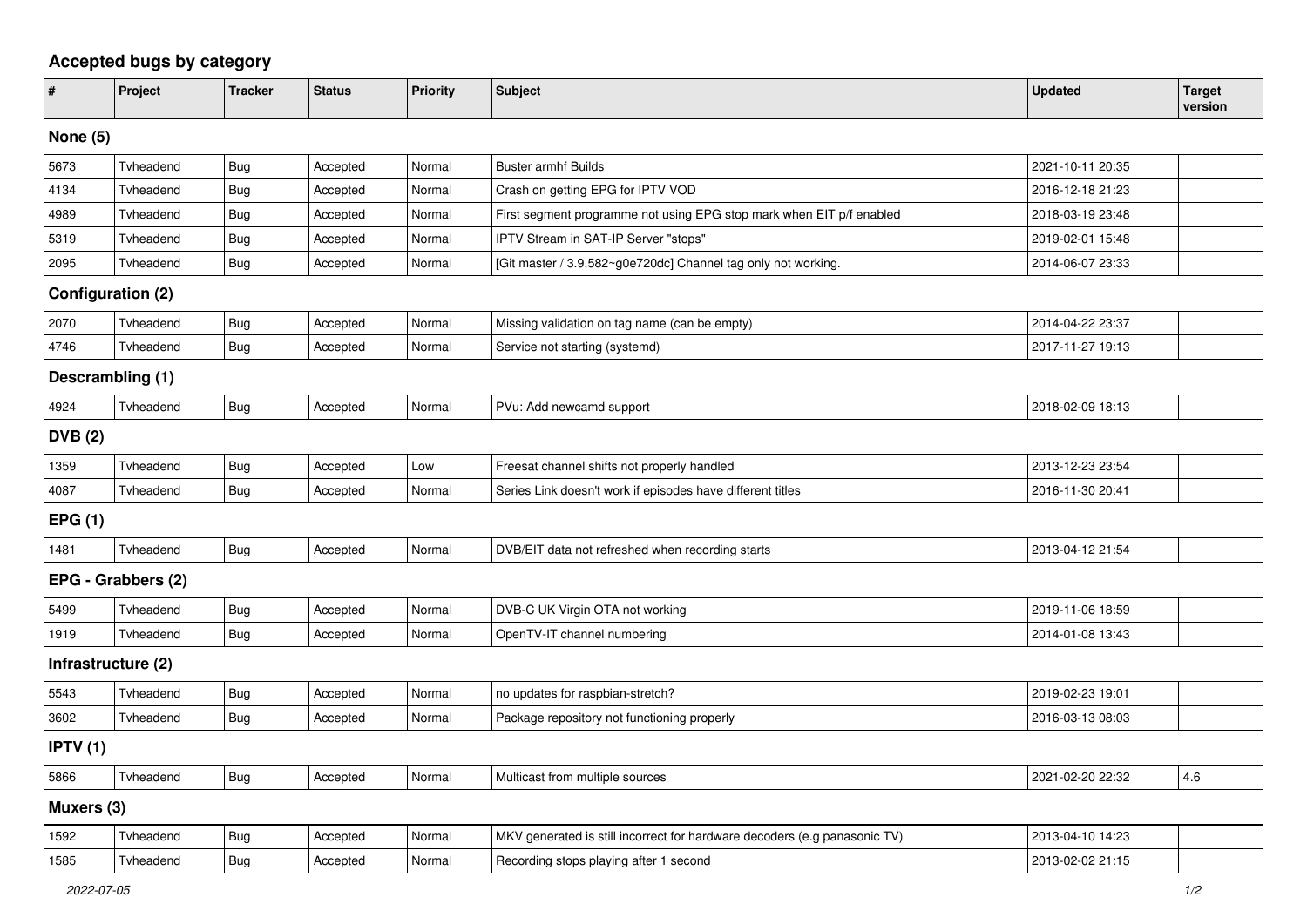## Accepted bugs by category

| # | Project | Tracker | Status | Priority | Subject | Updated | Target version |
|---|---|---|---|---|---|---|---|
| **None (5)** | | | | | | | |
| 5673 | Tvheadend | Bug | Accepted | Normal | Buster armhf Builds | 2021-10-11 20:35 | |
| 4134 | Tvheadend | Bug | Accepted | Normal | Crash on getting EPG for IPTV VOD | 2016-12-18 21:23 | |
| 4989 | Tvheadend | Bug | Accepted | Normal | First segment programme not using EPG stop mark when EIT p/f enabled | 2018-03-19 23:48 | |
| 5319 | Tvheadend | Bug | Accepted | Normal | IPTV Stream in SAT-IP Server "stops" | 2019-02-01 15:48 | |
| 2095 | Tvheadend | Bug | Accepted | Normal | [Git master / 3.9.582~g0e720dc] Channel tag only not working. | 2014-06-07 23:33 | |
| **Configuration (2)** | | | | | | | |
| 2070 | Tvheadend | Bug | Accepted | Normal | Missing validation on tag name (can be empty) | 2014-04-22 23:37 | |
| 4746 | Tvheadend | Bug | Accepted | Normal | Service not starting (systemd) | 2017-11-27 19:13 | |
| **Descrambling (1)** | | | | | | | |
| 4924 | Tvheadend | Bug | Accepted | Normal | PVu: Add newcamd support | 2018-02-09 18:13 | |
| **DVB (2)** | | | | | | | |
| 1359 | Tvheadend | Bug | Accepted | Low | Freesat channel shifts not properly handled | 2013-12-23 23:54 | |
| 4087 | Tvheadend | Bug | Accepted | Normal | Series Link doesn't work if episodes have different titles | 2016-11-30 20:41 | |
| **EPG (1)** | | | | | | | |
| 1481 | Tvheadend | Bug | Accepted | Normal | DVB/EIT data not refreshed when recording starts | 2013-04-12 21:54 | |
| **EPG - Grabbers (2)** | | | | | | | |
| 5499 | Tvheadend | Bug | Accepted | Normal | DVB-C UK Virgin OTA not working | 2019-11-06 18:59 | |
| 1919 | Tvheadend | Bug | Accepted | Normal | OpenTV-IT channel numbering | 2014-01-08 13:43 | |
| **Infrastructure (2)** | | | | | | | |
| 5543 | Tvheadend | Bug | Accepted | Normal | no updates for raspbian-stretch? | 2019-02-23 19:01 | |
| 3602 | Tvheadend | Bug | Accepted | Normal | Package repository not functioning properly | 2016-03-13 08:03 | |
| **IPTV (1)** | | | | | | | |
| 5866 | Tvheadend | Bug | Accepted | Normal | Multicast from multiple sources | 2021-02-20 22:32 | 4.6 |
| **Muxers (3)** | | | | | | | |
| 1592 | Tvheadend | Bug | Accepted | Normal | MKV generated is still incorrect for hardware decoders (e.g panasonic TV) | 2013-04-10 14:23 | |
| 1585 | Tvheadend | Bug | Accepted | Normal | Recording stops playing after 1 second | 2013-02-02 21:15 | |

*2022-07-05*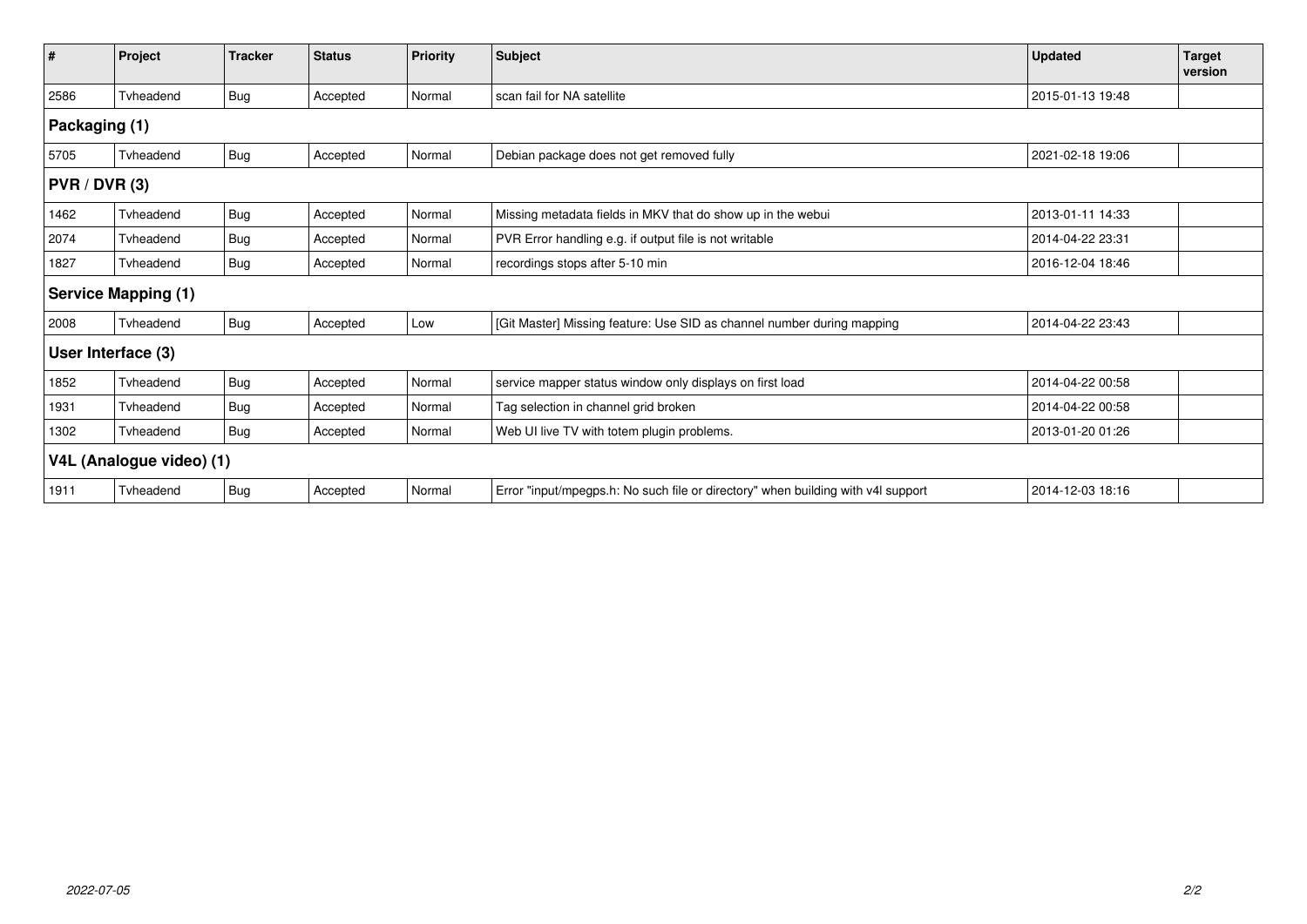| # | Project | Tracker | Status | Priority | Subject | Updated | Target version |
|---|---|---|---|---|---|---|---|
| 2586 | Tvheadend | Bug | Accepted | Normal | scan fail for NA satellite | 2015-01-13 19:48 | |
| **Packaging (1)** | | | | | | | |
| 5705 | Tvheadend | Bug | Accepted | Normal | Debian package does not get removed fully | 2021-02-18 19:06 | |
| **PVR / DVR (3)** | | | | | | | |
| 1462 | Tvheadend | Bug | Accepted | Normal | Missing metadata fields in MKV that do show up in the webui | 2013-01-11 14:33 | |
| 2074 | Tvheadend | Bug | Accepted | Normal | PVR Error handling e.g. if output file is not writable | 2014-04-22 23:31 | |
| 1827 | Tvheadend | Bug | Accepted | Normal | recordings stops after 5-10 min | 2016-12-04 18:46 | |
| **Service Mapping (1)** | | | | | | | |
| 2008 | Tvheadend | Bug | Accepted | Low | [Git Master] Missing feature: Use SID as channel number during mapping | 2014-04-22 23:43 | |
| **User Interface (3)** | | | | | | | |
| 1852 | Tvheadend | Bug | Accepted | Normal | service mapper status window only displays on first load | 2014-04-22 00:58 | |
| 1931 | Tvheadend | Bug | Accepted | Normal | Tag selection in channel grid broken | 2014-04-22 00:58 | |
| 1302 | Tvheadend | Bug | Accepted | Normal | Web UI live TV with totem plugin problems. | 2013-01-20 01:26 | |
| **V4L (Analogue video) (1)** | | | | | | | |
| 1911 | Tvheadend | Bug | Accepted | Normal | Error "input/mpegps.h: No such file or directory" when building with v4l support | 2014-12-03 18:16 | |

*2022-07-05*